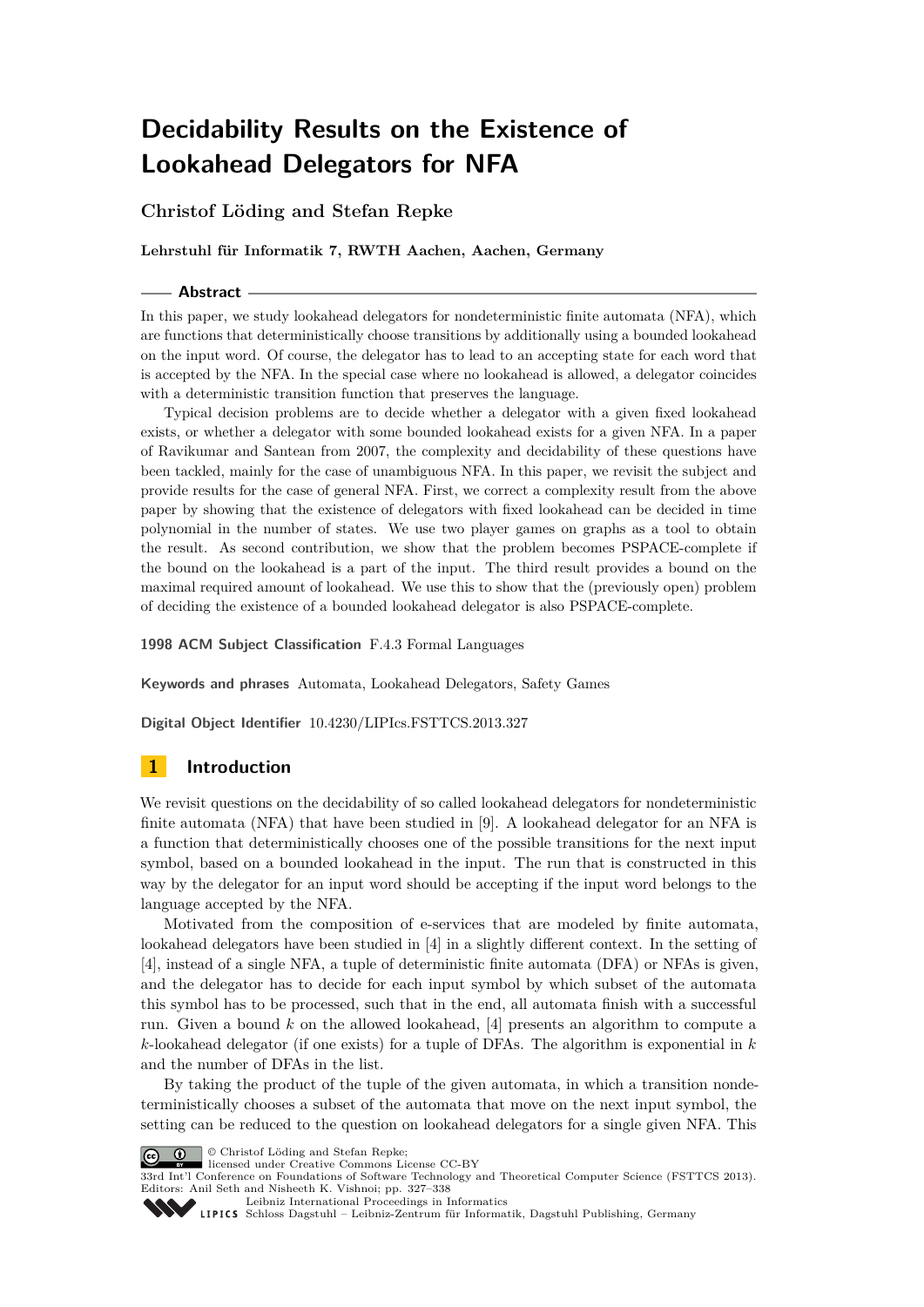# Decidability Results on the Existence of Lookahead Delegators for NFA

**Christof Löding and Stefan Repke**

**Lehrstuhl für Informatik 7, RWTH Aachen, Aachen, Germany**

## Abstract

In this paper, we study lookahead delegators for nondeterministic finite automata (NFA), which are functions that deterministically choose transitions by additionally using a bounded lookahead on the input word. Of course, the delegator has to lead to an accepting state for each word that is accepted by the NFA. In the special case where no lookahead is allowed, a delegator coincides with a deterministic transition function that preserves the language.

Typical decision problems are to decide whether a delegator with a given fixed lookahead exists, or whether a delegator with some bounded lookahead exists for a given NFA. In a paper of Ravikumar and Santean from 2007, the complexity and decidability of these questions have been tackled, mainly for the case of unambiguous NFA. In this paper, we revisit the subject and provide results for the case of general NFA. First, we correct a complexity result from the above paper by showing that the existence of delegators with fixed lookahead can be decided in time polynomial in the number of states. We use two player games on graphs as a tool to obtain the result. As second contribution, we show that the problem becomes PSPACE-complete if the bound on the lookahead is a part of the input. The third result provides a bound on the maximal required amount of lookahead. We use this to show that the (previously open) problem of deciding the existence of a bounded lookahead delegator is also PSPACE-complete.

**1998 ACM Subject Classification** F.4.3 Formal Languages

**Keywords and phrases** Automata, Lookahead Delegators, Safety Games

**Digital Object Identifier** 10.4230/LIPIcs.FSTTCS.2013.327

## 1 Introduction

We revisit questions on the decidability of so called lookahead delegators for nondeterministic finite automata (NFA) that have been studied in [9]. A lookahead delegator for an NFA is a function that deterministically chooses one of the possible transitions for the next input symbol, based on a bounded lookahead in the input. The run that is constructed in this way by the delegator for an input word should be accepting if the input word belongs to the language accepted by the NFA.

Motivated from the composition of e-services that are modeled by finite automata, lookahead delegators have been studied in [4] in a slightly different context. In the setting of [4], instead of a single NFA, a tuple of deterministic finite automata (DFA) or NFAs is given, and the delegator has to decide for each input symbol by which subset of the automata this symbol has to be processed, such that in the end, all automata finish with a successful run. Given a bound $k$ on the allowed lookahead, [4] presents an algorithm to compute a $k$-lookahead delegator (if one exists) for a tuple of DFAs. The algorithm is exponential in $k$ and the number of DFAs in the list.

By taking the product of the tuple of the given automata, in which a transition nondeterministically chooses a subset of the automata that move on the next input symbol, the setting can be reduced to the question on lookahead delegators for a single given NFA. This

© Christof Löding and Stefan Repke;
licensed under Creative Commons License CC-BY
33rd Int'l Conference on Foundations of Software Technology and Theoretical Computer Science (FSTTCS 2013).
Editors: Anil Seth and Nisheeth K. Vishnoi; pp. 327–338
Leibniz International Proceedings in Informatics
Schloss Dagstuhl – Leibniz-Zentrum für Informatik, Dagstuhl Publishing, Germany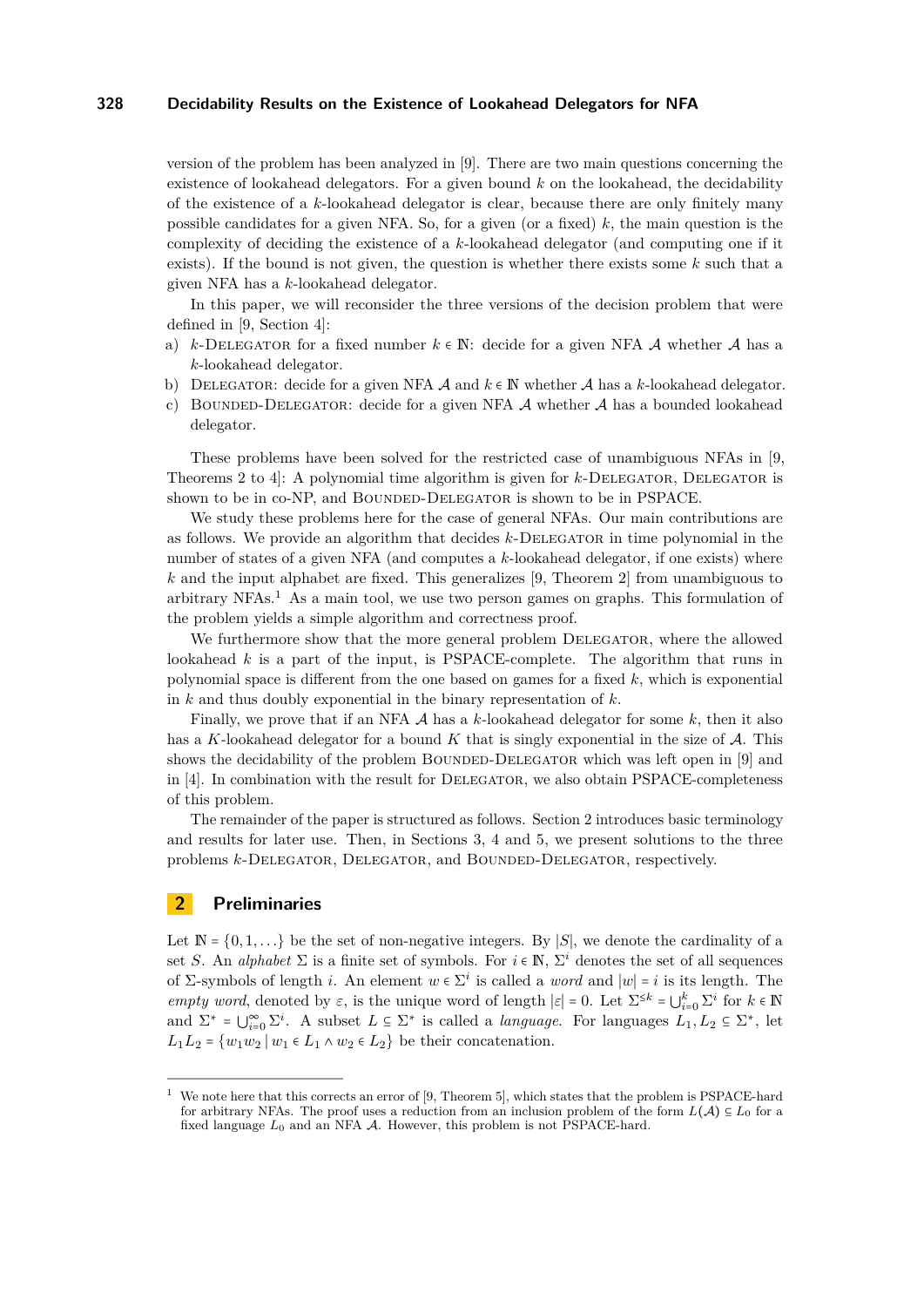version of the problem has been analyzed in [9]. There are two main questions concerning the existence of lookahead delegators. For a given bound $k$ on the lookahead, the decidability of the existence of a $k$-lookahead delegator is clear, because there are only finitely many possible candidates for a given NFA. So, for a given (or a fixed) $k$, the main question is the complexity of deciding the existence of a $k$-lookahead delegator (and computing one if it exists). If the bound is not given, the question is whether there exists some $k$ such that a given NFA has a $k$-lookahead delegator.

In this paper, we will reconsider the three versions of the decision problem that were defined in [9, Section 4]:

a) $k$-Delegator for a fixed number $k \in \mathbb{N}$: decide for a given NFA $\mathcal{A}$ whether $\mathcal{A}$ has a $k$-lookahead delegator.
b) Delegator: decide for a given NFA $\mathcal{A}$ and $k \in \mathbb{N}$ whether $\mathcal{A}$ has a $k$-lookahead delegator.
c) Bounded-Delegator: decide for a given NFA $\mathcal{A}$ whether $\mathcal{A}$ has a bounded lookahead delegator.

These problems have been solved for the restricted case of unambiguous NFAs in [9, Theorems 2 to 4]: A polynomial time algorithm is given for $k$-Delegator, Delegator is shown to be in co-NP, and Bounded-Delegator is shown to be in PSPACE.

We study these problems here for the case of general NFAs. Our main contributions are as follows. We provide an algorithm that decides $k$-Delegator in time polynomial in the number of states of a given NFA (and computes a $k$-lookahead delegator, if one exists) where $k$ and the input alphabet are fixed. This generalizes [9, Theorem 2] from unambiguous to arbitrary NFAs.[1] As a main tool, we use two person games on graphs. This formulation of the problem yields a simple algorithm and correctness proof.

We furthermore show that the more general problem Delegator, where the allowed lookahead $k$ is a part of the input, is PSPACE-complete. The algorithm that runs in polynomial space is different from the one based on games for a fixed $k$, which is exponential in $k$ and thus doubly exponential in the binary representation of $k$.

Finally, we prove that if an NFA $\mathcal{A}$ has a $k$-lookahead delegator for some $k$, then it also has a $K$-lookahead delegator for a bound $K$ that is singly exponential in the size of $\mathcal{A}$. This shows the decidability of the problem Bounded-Delegator which was left open in [9] and in [4]. In combination the result for Delegator, we also obtain PSPACE-completeness of this problem.

The remainder of the paper is structured as follows. Section 2 introduces basic terminology and results for later use. Then, in Sections 3, 4 and 5, we present solutions to the three problems $k$-Delegator, Delegator, and Bounded-Delegator, respectively.

## 2 Preliminaries

Let $\mathbb{N} = \{0, 1, \ldots\}$ be the set of non-negative integers. By $|S|$, we denote the cardinality of a set $S$. An *alphabet* $\Sigma$ is a finite set of symbols. For $i \in \mathbb{N}$, $\Sigma^i$ denotes the set of all sequences of $\Sigma$-symbols of length $i$. An element $w \in \Sigma^i$ is called a *word* and $|w| = i$ is its length. The *empty word*, denoted by $\varepsilon$, is the unique word of length $|\varepsilon| = 0$. Let $\Sigma^{\leq k} = \bigcup_{i=0}^{k} \Sigma^i$ for $k \in \mathbb{N}$ and $\Sigma^* = \bigcup_{i=0}^{\infty} \Sigma^i$. A subset $L \subseteq \Sigma^*$ is called a *language*. For languages $L_1, L_2 \subseteq \Sigma^*$, let $L_1 L_2 = \{w_1 w_2 \mid w_1 \in L_1 \wedge w_2 \in L_2\}$ be their concatenation.

---

[1] We note here that this corrects an error of [9, Theorem 5], which states that the problem is PSPACE-hard for arbitrary NFAs. The proof uses a reduction from an inclusion problem of the form $L(\mathcal{A}) \subseteq L_0$ for a fixed language $L_0$ and an NFA $\mathcal{A}$. However, this problem is not PSPACE-hard.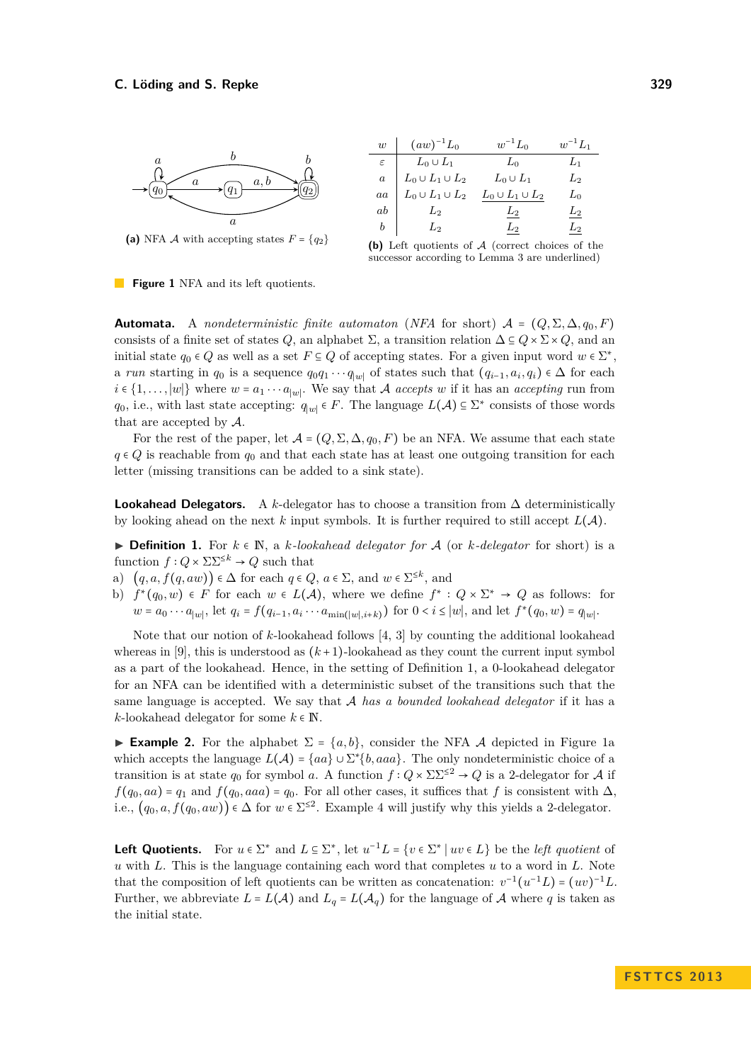(a) NFA $\mathcal{A}$ with accepting states $F = \{q_2\}$

| $w$ | $(aw)^{-1}L_0$ | $w^{-1}L_0$ | $w^{-1}L_1$ |
|---|---|---|---|
| $\varepsilon$ | $L_0 \cup L_1$ | $L_0$ | $L_1$ |
| $a$ | $L_0 \cup L_1 \cup L_2$ | $L_0 \cup L_1$ | $L_2$ |
| $aa$ | $L_0 \cup L_1 \cup L_2$ | $\underline{L_0 \cup L_1 \cup L_2}$ | $L_0$ |
| $ab$ | $L_2$ | $\underline{L_2}$ | $\underline{L_2}$ |
| $b$ | $L_2$ | $\underline{L_2}$ | $\underline{L_2}$ |

**(b)** Left quotients of $\mathcal{A}$ (correct choices of the successor according to Lemma 3 are underlined)

**Figure 1** NFA and its left quotients.

**Automata.** A *nondeterministic finite automaton* (*NFA* for short) $\mathcal{A} = (Q, \Sigma, \Delta, q_0, F)$ consists of a finite set of states $Q$, an alphabet $\Sigma$, a transition relation $\Delta \subseteq Q \times \Sigma \times Q$, and an initial state $q_0 \in Q$ as well as a set $F \subseteq Q$ of accepting states. For a given input word $w \in \Sigma^*$, a *run* starting in $q_0$ is a sequence $q_0 q_1 \cdots q_{|w|}$ of states such that $(q_{i-1}, a_i, q_i) \in \Delta$ for each $i \in \{1, \ldots, |w|\}$ where $w = a_1 \cdots a_{|w|}$. We say that $\mathcal{A}$ *accepts* $w$ if it has an *accepting* run from $q_0$, i.e., with last state accepting: $q_{|w|} \in F$. The language $L(\mathcal{A}) \subseteq \Sigma^*$ consists of those words that are accepted by $\mathcal{A}$.

For the rest of the paper, let $\mathcal{A} = (Q, \Sigma, \Delta, q_0, F)$ be an NFA. We assume that each state $q \in Q$ is reachable from $q_0$ and that each state has at least one outgoing transition for each letter (missing transitions can be added to a sink state).

**Lookahead Delegators.** A $k$-delegator has to choose a transition from $\Delta$ deterministically by looking ahead on the next $k$ input symbols. It is further required to still accept $L(\mathcal{A})$.

▶ **Definition 1.** For $k \in \mathbb{N}$, a *$k$-lookahead delegator for* $\mathcal{A}$ (or *$k$-delegator* for short) is a function $f : Q \times \Sigma\Sigma^{\leq k} \to Q$ such that

a) $\big(q, a, f(q, aw)\big) \in \Delta$ for each $q \in Q$, $a \in \Sigma$, and $w \in \Sigma^{\leq k}$, and

b) $f^*(q_0, w) \in F$ for each $w \in L(\mathcal{A})$, where we define $f^* : Q \times \Sigma^* \to Q$ as follows: for $w = a_0 \cdots a_{|w|}$, let $q_i = f(q_{i-1}, a_i \cdots a_{\min(|w|, i+k)})$ for $0 < i \leq |w|$, and let $f^*(q_0, w) = q_{|w|}$.

Note that our notion of $k$-lookahead follows [4, 3] by counting the additional lookahead whereas in [9], this is understood as $(k+1)$-lookahead as they count the current input symbol as a part of the lookahead. Hence, in the setting of Definition 1, a 0-lookahead delegator for an NFA can be identified with a deterministic subset of the transitions such that the same language is accepted. We say that $\mathcal{A}$ *has a bounded lookahead delegator* if it has a $k$-lookahead delegator for some $k \in \mathbb{N}$.

▶ **Example 2.** For the alphabet $\Sigma = \{a, b\}$, consider the NFA $\mathcal{A}$ depicted in Figure 1a which accepts the language $L(\mathcal{A}) = \{aa\} \cup \Sigma^*\{b, aaa\}$. The only nondeterministic choice of a transition is at state $q_0$ for symbol $a$. A function $f : Q \times \Sigma\Sigma^{\leq 2} \to Q$ is a 2-delegator for $\mathcal{A}$ if $f(q_0, aa) = q_1$ and $f(q_0, aaa) = q_0$. For all other cases, it suffices that $f$ is consistent with $\Delta$, i.e., $\big(q_0, a, f(q_0, aw)\big) \in \Delta$ for $w \in \Sigma^{\leq 2}$. Example 4 will justify why this yields a 2-delegator.

**Left Quotients.** For $u \in \Sigma^*$ and $L \subseteq \Sigma^*$, let $u^{-1}L = \{v \in \Sigma^* \mid uv \in L\}$ be the *left quotient* of $u$ with $L$. This is the language containing each word that completes $u$ to a word in $L$. Note that the composition of left quotients can be written as concatenation: $v^{-1}(u^{-1}L) = (uv)^{-1}L$. Further, we abbreviate $L = L(\mathcal{A})$ and $L_q = L(\mathcal{A}_q)$ for the language of $\mathcal{A}$ where $q$ is taken as the initial state.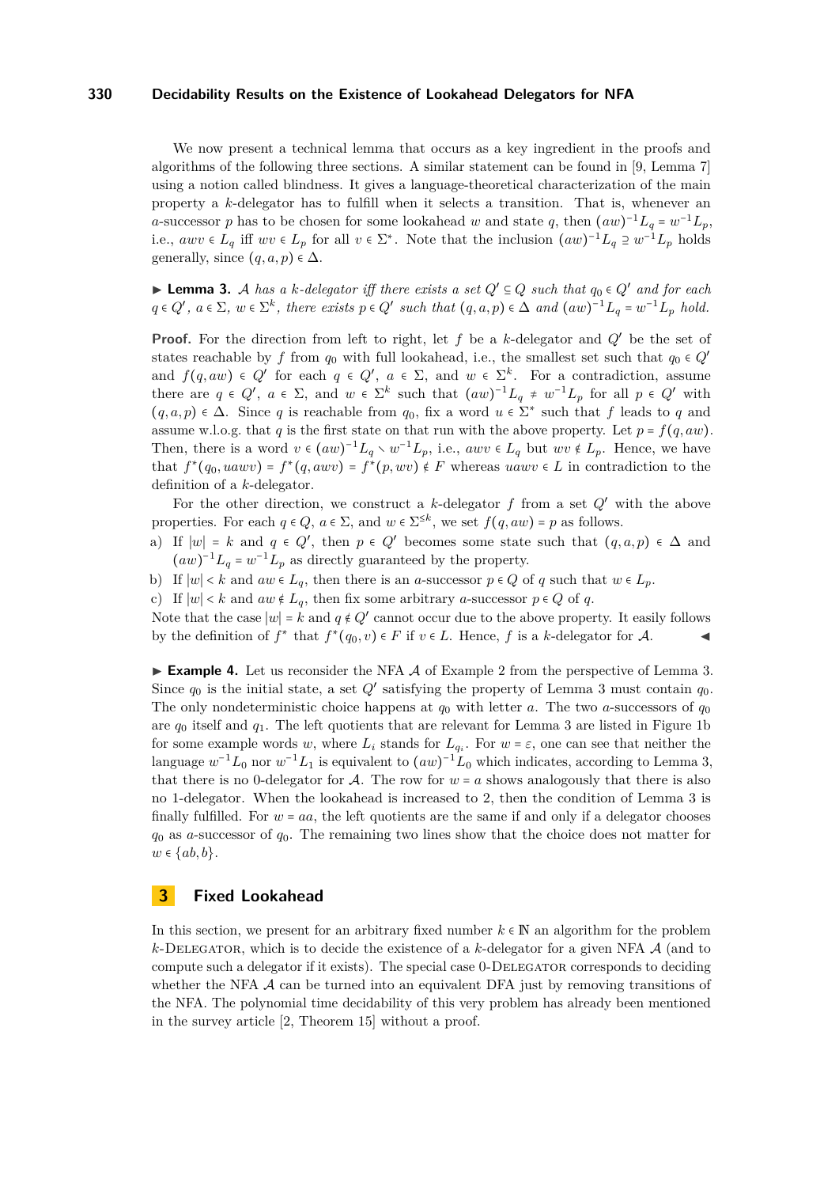We now present a technical lemma that occurs as a key ingredient in the proofs and algorithms of the following three sections. A similar statement can be found in [9, Lemma 7] using a notion called blindness. It gives a language-theoretical characterization of the main property a $k$-delegator has to fulfill when it selects a transition. That is, whenever an $a$-successor $p$ has to be chosen for some lookahead $w$ and state $q$, then $(aw)^{-1}L_q = w^{-1}L_p$, i.e., $awv \in L_q$ iff $wv \in L_p$ for all $v \in \Sigma^*$. Note that the inclusion $(aw)^{-1}L_q \supseteq w^{-1}L_p$ holds generally, since $(q, a, p) \in \Delta$.

▶ **Lemma 3.** *$\mathcal{A}$ has a $k$-delegator iff there exists a set $Q' \subseteq Q$ such that $q_0 \in Q'$ and for each $q \in Q'$, $a \in \Sigma$, $w \in \Sigma^k$, there exists $p \in Q'$ such that $(q, a, p) \in \Delta$ and $(aw)^{-1}L_q = w^{-1}L_p$ hold.*

**Proof.** For the direction from left to right, let $f$ be a $k$-delegator and $Q'$ be the set of states reachable by $f$ from $q_0$ with full lookahead, i.e., the smallest set such that $q_0 \in Q'$ and $f(q, aw) \in Q'$ for each $q \in Q'$, $a \in \Sigma$, and $w \in \Sigma^k$. For a contradiction, assume there are $q \in Q'$, $a \in \Sigma$, and $w \in \Sigma^k$ such that $(aw)^{-1}L_q \neq w^{-1}L_p$ for all $p \in Q'$ with $(q, a, p) \in \Delta$. Since $q$ is reachable from $q_0$, fix a word $u \in \Sigma^*$ such that $f$ leads to $q$ and assume w.l.o.g. that $q$ is the first state on that run with the above property. Let $p = f(q, aw)$. Then, there is a word $v \in (aw)^{-1}L_q \setminus w^{-1}L_p$, i.e., $awv \in L_q$ but $wv \notin L_p$. Hence, we have that $f^*(q_0, uawv) = f^*(q, awv) = f^*(p, wv) \notin F$ whereas $uawv \in L$ in contradiction to the definition of a $k$-delegator.

For the other direction, we construct a $k$-delegator $f$ from a set $Q'$ with the above properties. For each $q \in Q$, $a \in \Sigma$, and $w \in \Sigma^{\leq k}$, we set $f(q, aw) = p$ as follows.

a) If $|w| = k$ and $q \in Q'$, then $p \in Q'$ becomes some state such that $(q, a, p) \in \Delta$ and $(aw)^{-1}L_q = w^{-1}L_p$ as directly guaranteed by the property.
b) If $|w| < k$ and $aw \in L_q$, then there is an $a$-successor $p \in Q$ of $q$ such that $w \in L_p$.
c) If $|w| < k$ and $aw \notin L_q$, then fix some arbitrary $a$-successor $p \in Q$ of $q$.

Note that the case $|w| = k$ and $q \notin Q'$ cannot occur due to the above property. It easily follows by the definition of $f^*$ that $f^*(q_0, v) \in F$ if $v \in L$. Hence, $f$ is a $k$-delegator for $\mathcal{A}$. ◀

▶ **Example 4.** Let us reconsider the NFA $\mathcal{A}$ of Example 2 from the perspective of Lemma 3. Since $q_0$ is the initial state, a set $Q'$ satisfying the property of Lemma 3 must contain $q_0$. The only nondeterministic choice happens at $q_0$ with letter $a$. The two $a$-successors of $q_0$ are $q_0$ itself and $q_1$. The left quotients that are relevant for Lemma 3 are listed in Figure 1b for some example words $w$, where $L_i$ stands for $L_{q_i}$. For $w = \varepsilon$, one can see that neither the language $w^{-1}L_0$ nor $w^{-1}L_1$ is equivalent to $(aw)^{-1}L_0$ which indicates, according to Lemma 3, that there is no 0-delegator for $\mathcal{A}$. The row for $w = a$ shows analogously that there is also no 1-delegator. When the lookahead is increased to 2, then the condition of Lemma 3 is finally fulfilled. For $w = aa$, the left quotients are the same if and only if a delegator chooses $q_0$ as $a$-successor of $q_0$. The remaining two lines show that the choice does not matter for $w \in \{ab, b\}$.

## 3 Fixed Lookahead

In this section, we present for an arbitrary fixed number $k \in \mathbb{N}$ an algorithm for the problem $k$-DELEGATOR, which is to decide the existence of a $k$-delegator for a given NFA $\mathcal{A}$ (and to compute such a delegator if it exists). The special case 0-DELEGATOR corresponds to deciding whether the NFA $\mathcal{A}$ can be turned into an equivalent DFA just by removing transitions of the NFA. The polynomial time decidability of this very problem has already been mentioned in the survey article [2, Theorem 15] without a proof.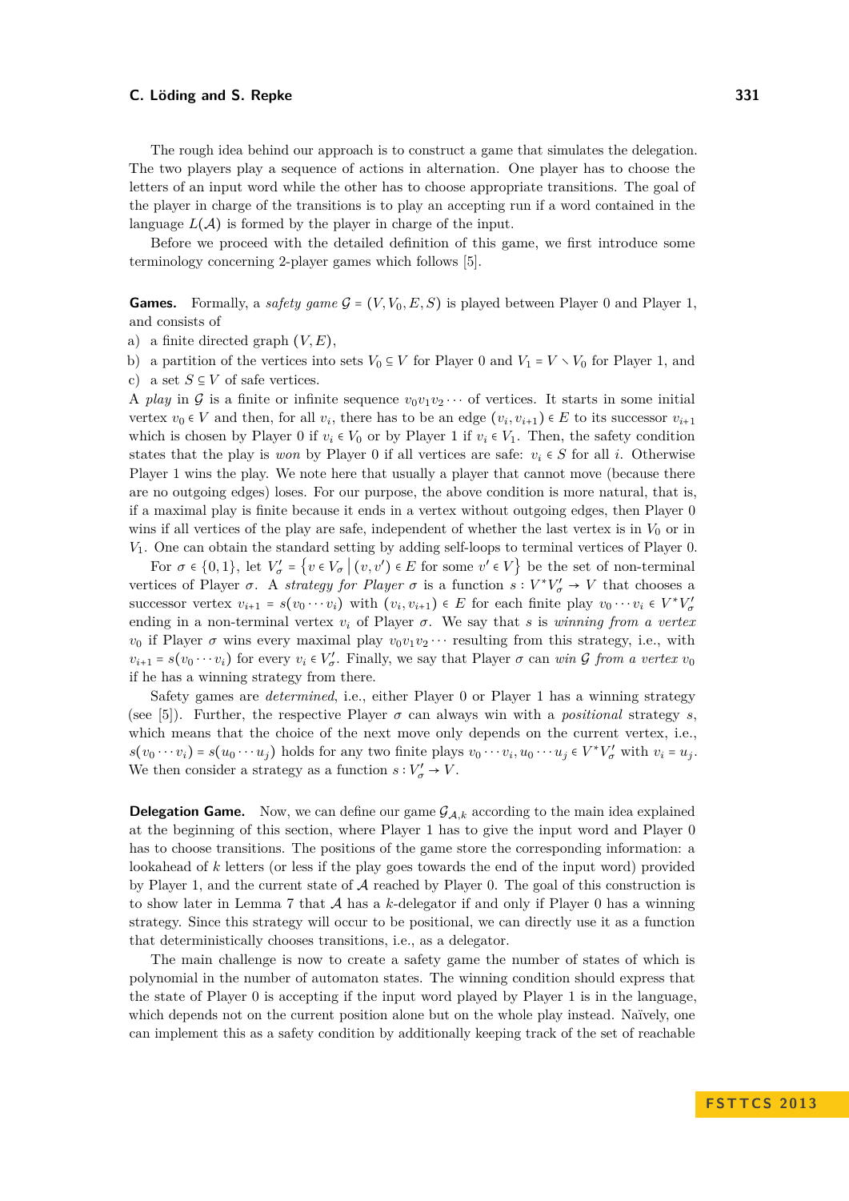The rough idea behind our approach is to construct a game that simulates the delegation. The two players play a sequence of actions in alternation. One player has to choose the letters of an input word while the other has to choose appropriate transitions. The goal of the player in charge of the transitions is to play an accepting run if a word contained in the language $L(\mathcal{A})$ is formed by the player in charge of the input.

Before we proceed with the detailed definition of this game, we first introduce some terminology concerning 2-player games which follows [5].

**Games.** Formally, a *safety game* $\mathcal{G} = (V, V_0, E, S)$ is played between Player 0 and Player 1, and consists of

a) a finite directed graph $(V, E)$,

b) a partition of the vertices into sets $V_0 \subseteq V$ for Player 0 and $V_1 = V \setminus V_0$ for Player 1, and

c) a set $S \subseteq V$ of safe vertices.

A *play* in $\mathcal{G}$ is a finite or infinite sequence $v_0 v_1 v_2 \cdots$ of vertices. It starts in some initial vertex $v_0 \in V$ and then, for all $v_i$, there has to be an edge $(v_i, v_{i+1}) \in E$ to its successor $v_{i+1}$ which is chosen by Player 0 if $v_i \in V_0$ or by Player 1 if $v_i \in V_1$. Then, the safety condition states that the play is *won* by Player 0 if all vertices are safe: $v_i \in S$ for all $i$. Otherwise Player 1 wins the play. We note here that usually a player that cannot move (because there are no outgoing edges) loses. For our purpose, the above condition is more natural, that is, if a maximal play is finite because it ends in a vertex without outgoing edges, then Player 0 wins if all vertices of the play are safe, independent of whether the last vertex is in $V_0$ or in $V_1$. One can obtain the standard setting by adding self-loops to terminal vertices of Player 0.

For $\sigma \in \{0, 1\}$, let $V'_\sigma = \{v \in V_\sigma \mid (v, v') \in E \text{ for some } v' \in V\}$ be the set of non-terminal vertices of Player $\sigma$. A *strategy for Player* $\sigma$ is a function $s : V^* V'_\sigma \to V$ that chooses a successor vertex $v_{i+1} = s(v_0 \cdots v_i)$ with $(v_i, v_{i+1}) \in E$ for each finite play $v_0 \cdots v_i \in V^* V'_\sigma$ ending in a non-terminal vertex $v_i$ of Player $\sigma$. We say that $s$ is *winning from a vertex* $v_0$ if Player $\sigma$ wins every maximal play $v_0 v_1 v_2 \cdots$ resulting from this strategy, i.e., with $v_{i+1} = s(v_0 \cdots v_i)$ for every $v_i \in V'_\sigma$. Finally, we say that Player $\sigma$ can *win* $\mathcal{G}$ *from a vertex* $v_0$ if he has a winning strategy from there.

Safety games are *determined*, i.e., either Player 0 or Player 1 has a winning strategy (see [5]). Further, the respective Player $\sigma$ can always win with a *positional* strategy $s$, which means that the choice of the next move only depends on the current vertex, i.e., $s(v_0 \cdots v_i) = s(u_0 \cdots u_j)$ holds for any two finite plays $v_0 \cdots v_i, u_0 \cdots u_j \in V^* V'_\sigma$ with $v_i = u_j$. We then consider a strategy as a function $s : V'_\sigma \to V$.

**Delegation Game.** Now, we can define our game $\mathcal{G}_{\mathcal{A},k}$ according to the main idea explained at the beginning of this section, where Player 1 has to give the input word and Player 0 has to choose transitions. The positions of the game store the corresponding information: a lookahead of $k$ letters (or less if the play goes towards the end of the input word) provided by Player 1, and the current state of $\mathcal{A}$ reached by Player 0. The goal of this construction is to show later in Lemma 7 that $\mathcal{A}$ has a $k$-delegator if and only if Player 0 has a winning strategy. Since this strategy will occur to be positional, we can directly use it as a function that deterministically chooses transitions, i.e., as a delegator.

The main challenge is now to create a safety game the number of states of which is polynomial in the number of automaton states. The winning condition should express that the state of Player 0 is accepting if the input word played by Player 1 is in the language, which depends not on the current position alone but on the whole play instead. Naïvely, one can implement this as a safety condition by additionally keeping track of the set of reachable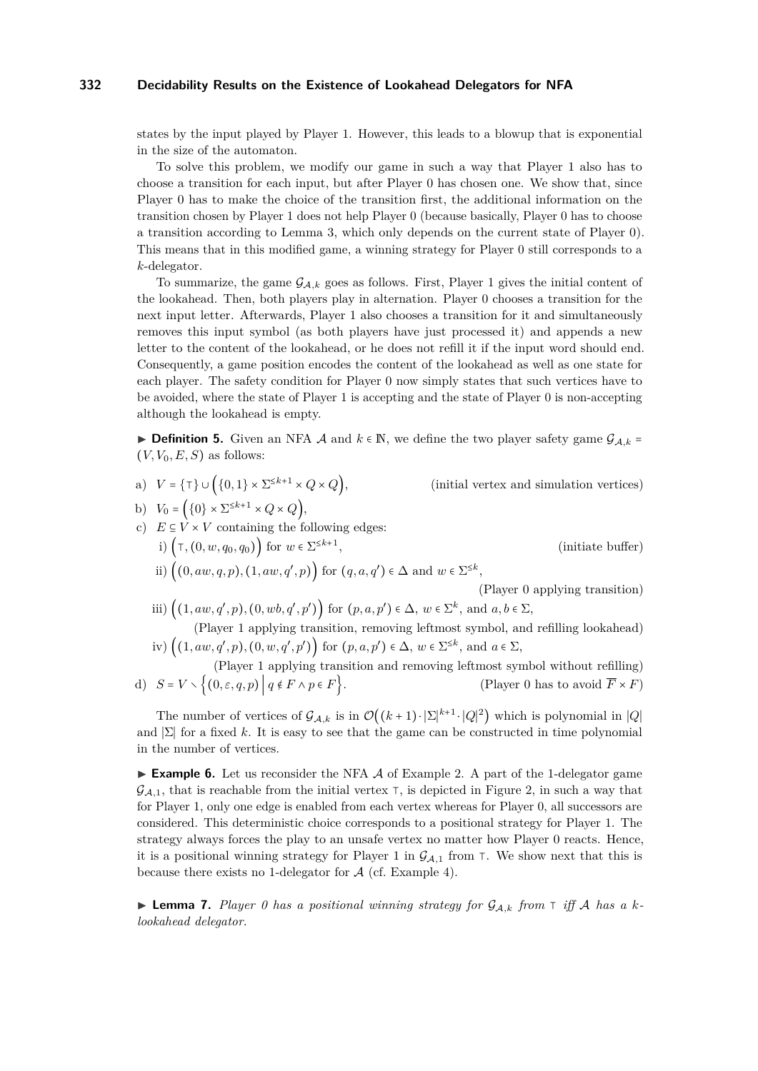states by the input played by Player 1. However, this leads to a blowup that is exponential in the size of the automaton.

To solve this problem, we modify our game in such a way that Player 1 also has to choose a transition for each input, but after Player 0 has chosen one. We show that, since Player 0 has to make the choice of the transition first, the additional information on the transition chosen by Player 1 does not help Player 0 (because basically, Player 0 has to choose a transition according to Lemma 3, which only depends on the current state of Player 0). This means that in this modified game, a winning strategy for Player 0 still corresponds to a $k$-delegator.

To summarize, the game $\mathcal{G}_{\mathcal{A},k}$ goes as follows. First, Player 1 gives the initial content of the lookahead. Then, both players play in alternation. Player 0 chooses a transition for the next input letter. Afterwards, Player 1 also chooses a transition for it and simultaneously removes this input symbol (as both players have just processed it) and appends a new letter to the content of the lookahead, or he does not refill it if the input word should end. Consequently, a game position encodes the content of the lookahead as well as one state for each player. The safety condition for Player 0 now simply states that such vertices have to be avoided, where the state of Player 1 is accepting and the state of Player 0 is non-accepting although the lookahead is empty.

▶ **Definition 5.** Given an NFA $\mathcal{A}$ and $k \in \mathbb{N}$, we define the two player safety game $\mathcal{G}_{\mathcal{A},k} = (V, V_0, E, S)$ as follows:

a) $V = \{\top\} \cup \Big(\{0,1\} \times \Sigma^{\le k+1} \times Q \times Q\Big)$, (initial vertex and simulation vertices)

b) $V_0 = \Big(\{0\} \times \Sigma^{\le k+1} \times Q \times Q\Big)$,

c) $E \subseteq V \times V$ containing the following edges:
   i) $\Big(\top, (0, w, q_0, q_0)\Big)$ for $w \in \Sigma^{\le k+1}$, (initiate buffer)
   ii) $\Big((0, aw, q, p), (1, aw, q', p)\Big)$ for $(q, a, q') \in \Delta$ and $w \in \Sigma^{\le k}$, (Player 0 applying transition)
   iii) $\Big((1, aw, q', p), (0, wb, q', p')\Big)$ for $(p, a, p') \in \Delta$, $w \in \Sigma^{k}$, and $a, b \in \Sigma$, (Player 1 applying transition, removing leftmost symbol, and refilling lookahead)
   iv) $\Big((1, aw, q', p), (0, w, q', p')\Big)$ for $(p, a, p') \in \Delta$, $w \in \Sigma^{\le k}$, and $a \in \Sigma$, (Player 1 applying transition and removing leftmost symbol without refilling)

d) $S = V \smallsetminus \Big\{(0, \varepsilon, q, p) \,\Big|\, q \notin F \wedge p \in F\Big\}$. (Player 0 has to avoid $\overline{F} \times F$)

The number of vertices of $\mathcal{G}_{\mathcal{A},k}$ is in $\mathcal{O}\big((k+1) \cdot |\Sigma|^{k+1} \cdot |Q|^2\big)$ which is polynomial in $|Q|$ and $|\Sigma|$ for a fixed $k$. It is easy to see that the game can be constructed in time polynomial in the number of vertices.

▶ **Example 6.** Let us reconsider the NFA $\mathcal{A}$ of Example 2. A part of the 1-delegator game $\mathcal{G}_{\mathcal{A},1}$, that is reachable from the initial vertex $\top$, is depicted in Figure 2, in such a way that for Player 1, only one edge is enabled from each vertex whereas for Player 0, all successors are considered. This deterministic choice corresponds to a positional strategy for Player 1. The strategy always forces the play to an unsafe vertex no matter how Player 0 reacts. Hence, it is a positional winning strategy for Player 1 in $\mathcal{G}_{\mathcal{A},1}$ from $\top$. We show next that this is because there exists no 1-delegator for $\mathcal{A}$ (cf. Example 4).

▶ **Lemma 7.** *Player 0 has a positional winning strategy for $\mathcal{G}_{\mathcal{A},k}$ from $\top$ iff $\mathcal{A}$ has a $k$-lookahead delegator.*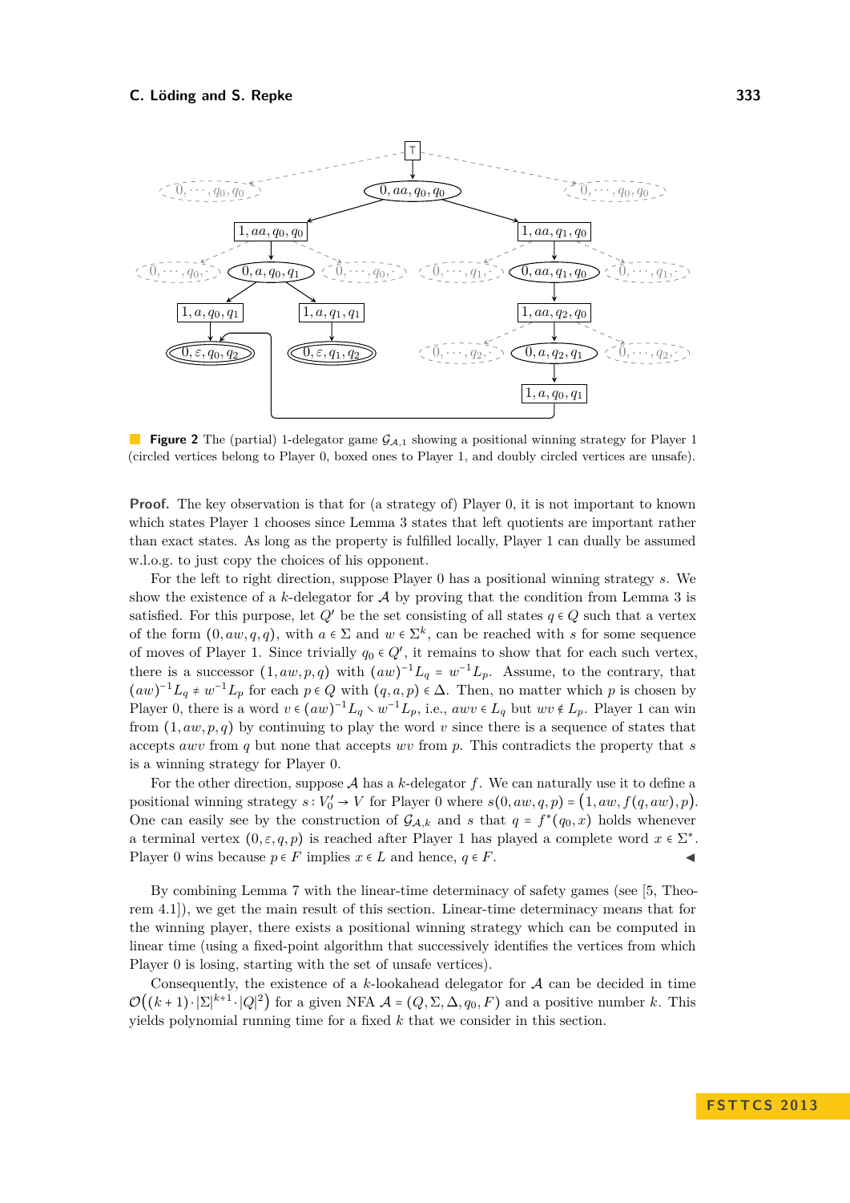**Figure 2** The (partial) 1-delegator game $\mathcal{G}_{\mathcal{A},1}$ showing a positional winning strategy for Player 1 (circled vertices belong to Player 0, boxed ones to Player 1, and doubly circled vertices are unsafe).

**Proof.** The key observation is that for (a strategy of) Player 0, it is not important to known which states Player 1 chooses since Lemma 3 states that left quotients are important rather than exact states. As long as the property is fulfilled locally, Player 1 can dually be assumed w.l.o.g. to just copy the choices of his opponent.

For the left to right direction, suppose Player 0 has a positional winning strategy $s$. We show the existence of a $k$-delegator for $\mathcal{A}$ by proving that the condition from Lemma 3 is satisfied. For this purpose, let $Q'$ be the set consisting of all states $q \in Q$ such that a vertex of the form $(0, aw, q, q)$, with $a \in \Sigma$ and $w \in \Sigma^k$, can be reached with $s$ for some sequence of moves of Player 1. Since trivially $q_0 \in Q'$, it remains to show that for each such vertex, there is a successor $(1, aw, p, q)$ with $(aw)^{-1}L_q = w^{-1}L_p$. Assume, to the contrary, that $(aw)^{-1}L_q \neq w^{-1}L_p$ for each $p \in Q$ with $(q, a, p) \in \Delta$. Then, no matter which $p$ is chosen by Player 0, there is a word $v \in (aw)^{-1}L_q \setminus w^{-1}L_p$, i.e., $awv \in L_q$ but $wv \notin L_p$. Player 1 can win from $(1, aw, p, q)$ by continuing to play the word $v$ since there is a sequence of states that accepts $awv$ from $q$ but none that accepts $wv$ from $p$. This contradicts the property that $s$ is a winning strategy for Player 0.

For the other direction, suppose $\mathcal{A}$ has a $k$-delegator $f$. We can naturally use it to define a positional winning strategy $s : V_0' \to V$ for Player 0 where $s(0, aw, q, p) = \big(1, aw, f(q, aw), p\big)$. One can easily see by the construction of $\mathcal{G}_{\mathcal{A},k}$ and $s$ that $q = f^*(q_0, x)$ holds whenever a terminal vertex $(0, \varepsilon, q, p)$ is reached after Player 1 has played a complete word $x \in \Sigma^*$. Player 0 wins because $p \in F$ implies $x \in L$ and hence, $q \in F$. ◀

By combining Lemma 7 with the linear-time determinacy of safety games (see [5, Theorem 4.1]), we get the main result of this section. Linear-time determinacy means that for the winning player, there exists a positional winning strategy which can be computed in linear time (using a fixed-point algorithm that successively identifies the vertices from which Player 0 is losing, starting with the set of unsafe vertices).

Consequently, the existence of a $k$-lookahead delegator for $\mathcal{A}$ can be decided in time $\mathcal{O}\big((k+1) \cdot |\Sigma|^{k+1} \cdot |Q|^2\big)$ for a given NFA $\mathcal{A} = (Q, \Sigma, \Delta, q_0, F)$ and a positive number $k$. This yields polynomial running time for a fixed $k$ that we consider in this section.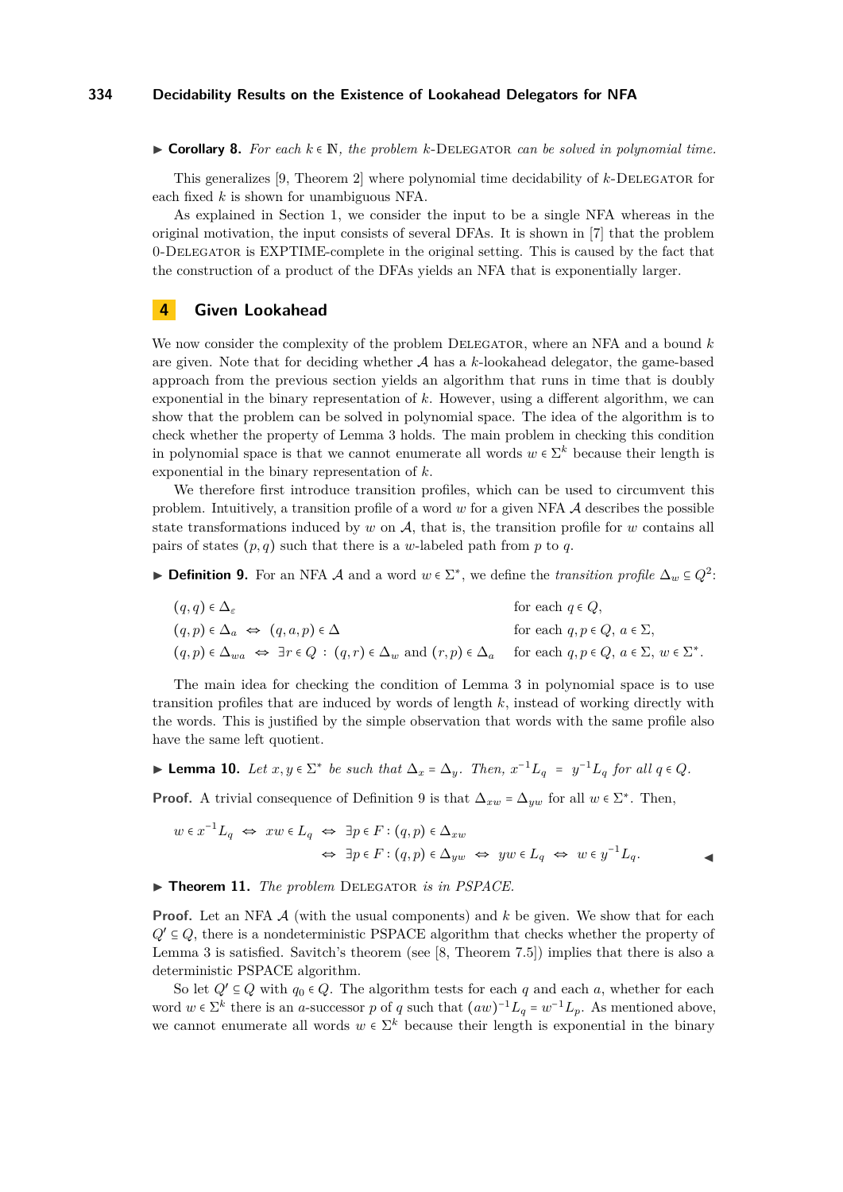▶ **Corollary 8.** *For each $k \in \mathbb{N}$, the problem $k$-*Delegator *can be solved in polynomial time.*

This generalizes [9, Theorem 2] where polynomial time decidability of $k$-Delegator for each fixed $k$ is shown for unambiguous NFA.

As explained in Section 1, we consider the input to be a single NFA whereas in the original motivation, the input consists of several DFAs. It is shown in [7] that the problem 0-Delegator is EXPTIME-complete in the original setting. This is caused by the fact that the construction of a product of the DFAs yields an NFA that is exponentially larger.

## 4 Given Lookahead

We now consider the complexity of the problem Delegator, where an NFA and a bound $k$ are given. Note that for deciding whether $\mathcal{A}$ has a $k$-lookahead delegator, the game-based approach from the previous section yields an algorithm that runs in time that is doubly exponential in the binary representation of $k$. However, using a different algorithm, we can show that the problem can be solved in polynomial space. The idea of the algorithm is to check whether the property of Lemma 3 holds. The main problem in checking this condition in polynomial space is that we cannot enumerate all words $w \in \Sigma^k$ because their length is exponential in the binary representation of $k$.

We therefore first introduce transition profiles, which can be used to circumvent this problem. Intuitively, a transition profile of a word $w$ for a given NFA $\mathcal{A}$ describes the possible state transformations induced by $w$ on $\mathcal{A}$, that is, the transition profile for $w$ contains all pairs of states $(p, q)$ such that there is a $w$-labeled path from $p$ to $q$.

▶ **Definition 9.** For an NFA $\mathcal{A}$ and a word $w \in \Sigma^*$, we define the *transition profile* $\Delta_w \subseteq Q^2$:

$$
\begin{array}{ll}
(q,q) \in \Delta_\varepsilon & \text{for each } q \in Q, \\
(q,p) \in \Delta_a \Leftrightarrow (q,a,p) \in \Delta & \text{for each } q,p \in Q,\ a \in \Sigma, \\
(q,p) \in \Delta_{wa} \Leftrightarrow \exists r \in Q : (q,r) \in \Delta_w \text{ and } (r,p) \in \Delta_a & \text{for each } q,p \in Q,\ a \in \Sigma,\ w \in \Sigma^*.
\end{array}
$$

The main idea for checking the condition of Lemma 3 in polynomial space is to use transition profiles that are induced by words of length $k$, instead of working directly with the words. This is justified by the simple observation that words with the same profile also have the same left quotient.

▶ **Lemma 10.** *Let $x, y \in \Sigma^*$ be such that $\Delta_x = \Delta_y$. Then, $x^{-1}L_q = y^{-1}L_q$ for all $q \in Q$.*

**Proof.** A trivial consequence of Definition 9 is that $\Delta_{xw} = \Delta_{yw}$ for all $w \in \Sigma^*$. Then,

$$
\begin{aligned}
w \in x^{-1}L_q \Leftrightarrow xw \in L_q \Leftrightarrow \exists p \in F : (q,p) \in \Delta_{xw} \\
\Leftrightarrow \exists p \in F : (q,p) \in \Delta_{yw} \Leftrightarrow yw \in L_q \Leftrightarrow w \in y^{-1}L_q.
\end{aligned}
$$

◀

▶ **Theorem 11.** *The problem* Delegator *is in PSPACE.*

**Proof.** Let an NFA $\mathcal{A}$ (with the usual components) and $k$ be given. We show that for each $Q' \subseteq Q$, there is a nondeterministic PSPACE algorithm that checks whether the property of Lemma 3 is satisfied. Savitch's theorem (see [8, Theorem 7.5]) implies that there is also a deterministic PSPACE algorithm.

So let $Q' \subseteq Q$ with $q_0 \in Q$. The algorithm tests for each $q$ and each $a$, whether for each word $w \in \Sigma^k$ there is an $a$-successor $p$ of $q$ such that $(aw)^{-1}L_q = w^{-1}L_p$. As mentioned above, we cannot enumerate all words $w \in \Sigma^k$ because their length is exponential in the binary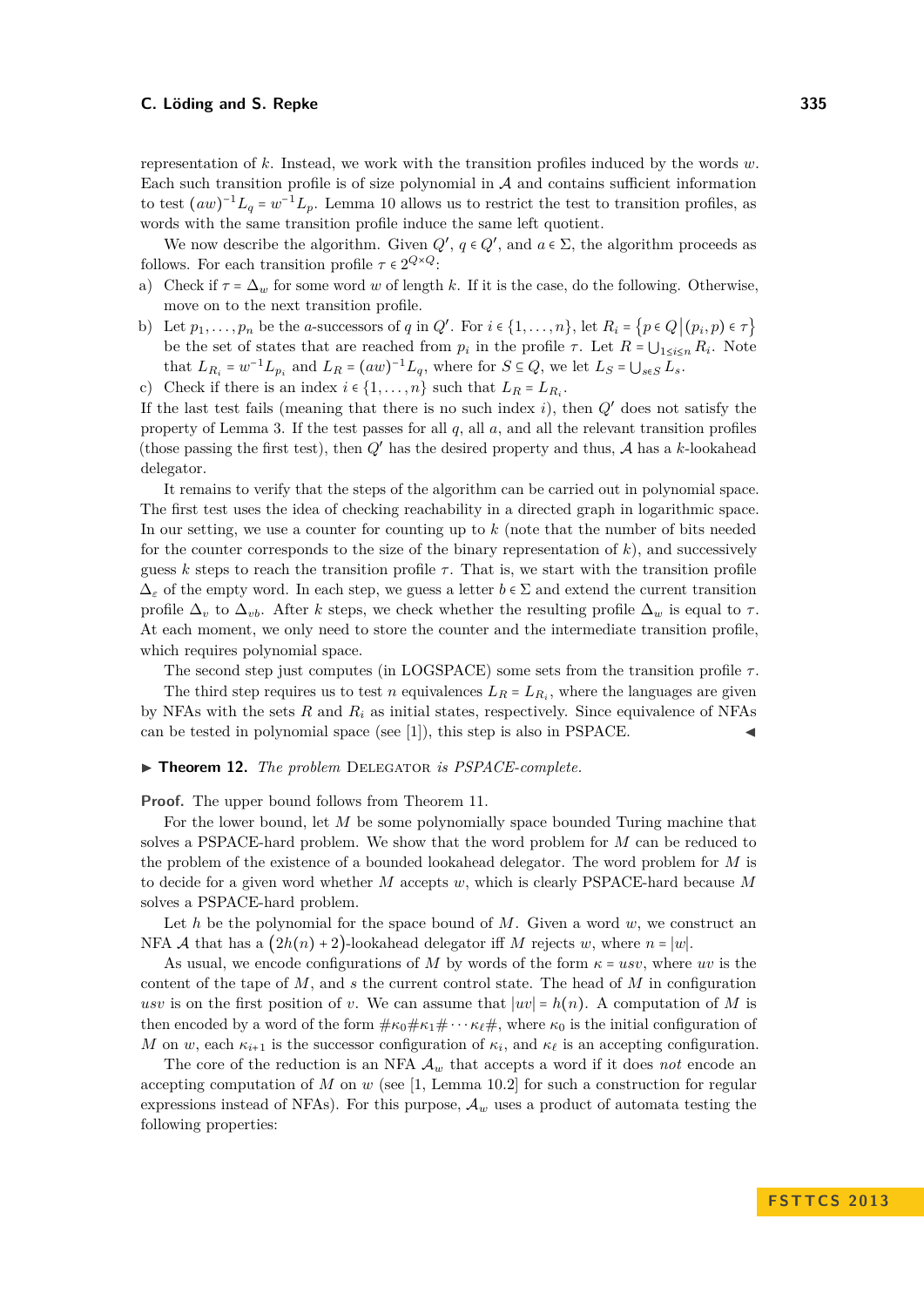representation of $k$. Instead, we work with the transition profiles induced by the words $w$. Each such transition profile is of size polynomial in $\mathcal{A}$ and contains sufficient information to test $(aw)^{-1}L_q = w^{-1}L_p$. Lemma 10 allows us to restrict the test to transition profiles, as words with the same transition profile induce the same left quotient.

We now describe the algorithm. Given $Q'$, $q \in Q'$, and $a \in \Sigma$, the algorithm proceeds as follows. For each transition profile $\tau \in 2^{Q \times Q}$:

a) Check if $\tau = \Delta_w$ for some word $w$ of length $k$. If it is the case, do the following. Otherwise, move on to the next transition profile.
b) Let $p_1, \ldots, p_n$ be the $a$-successors of $q$ in $Q'$. For $i \in \{1, \ldots, n\}$, let $R_i = \{p \in Q \,|\, (p_i, p) \in \tau\}$ be the set of states that are reached from $p_i$ in the profile $\tau$. Let $R = \bigcup_{1 \leq i \leq n} R_i$. Note that $L_{R_i} = w^{-1}L_{p_i}$ and $L_R = (aw)^{-1}L_q$, where for $S \subseteq Q$, we let $L_S = \bigcup_{s \in S} L_s$.
c) Check if there is an index $i \in \{1, \ldots, n\}$ such that $L_R = L_{R_i}$.

If the last test fails (meaning that there is no such index $i$), then $Q'$ does not satisfy the property of Lemma 3. If the test passes for all $q$, all $a$, and all the relevant transition profiles (those passing the first test), then $Q'$ has the desired property and thus, $\mathcal{A}$ has a $k$-lookahead delegator.

It remains to verify that the steps of the algorithm can be carried out in polynomial space. The first test uses the idea of checking reachability in a directed graph in logarithmic space. In our setting, we use a counter for counting up to $k$ (note that the number of bits needed for the counter corresponds to the size of the binary representation of $k$), and successively guess $k$ steps to reach the transition profile $\tau$. That is, we start with the transition profile $\Delta_\varepsilon$ of the empty word. In each step, we guess a letter $b \in \Sigma$ and extend the current transition profile $\Delta_v$ to $\Delta_{vb}$. After $k$ steps, we check whether the resulting profile $\Delta_w$ is equal to $\tau$. At each moment, we only need to store the counter and the intermediate transition profile, which requires polynomial space.

The second step just computes (in LOGSPACE) some sets from the transition profile $\tau$.

The third step requires us to test $n$ equivalences $L_R = L_{R_i}$, where the languages are given by NFAs with the sets $R$ and $R_i$ as initial states, respectively. Since equivalence of NFAs can be tested in polynomial space (see [1]), this step is also in PSPACE. ◀

▶ **Theorem 12.** *The problem* Delegator *is PSPACE-complete.*

**Proof.** The upper bound follows from Theorem 11.

For the lower bound, let $M$ be some polynomially space bounded Turing machine that solves a PSPACE-hard problem. We show that the word problem for $M$ can be reduced to the problem of the existence of a bounded lookahead delegator. The word problem for $M$ is to decide for a given word whether $M$ accepts $w$, which is clearly PSPACE-hard because $M$ solves a PSPACE-hard problem.

Let $h$ be the polynomial for the space bound of $M$. Given a word $w$, we construct an NFA $\mathcal{A}$ that has a $(2h(n) + 2)$-lookahead delegator iff $M$ rejects $w$, where $n = |w|$.

As usual, we encode configurations of $M$ by words of the form $\kappa = usv$, where $uv$ is the content of the tape of $M$, and $s$ the current control state. The head of $M$ in configuration $usv$ is on the first position of $v$. We can assume that $|uv| = h(n)$. A computation of $M$ is then encoded by a word of the form $\#\kappa_0\#\kappa_1\#\cdots\kappa_\ell\#$, where $\kappa_0$ is the initial configuration of $M$ on $w$, each $\kappa_{i+1}$ is the successor configuration of $\kappa_i$, and $\kappa_\ell$ is an accepting configuration.

The core of the reduction is an NFA $\mathcal{A}_w$ that accepts a word if it does *not* encode an accepting computation of $M$ on $w$ (see [1, Lemma 10.2] for such a construction for regular expressions instead of NFAs). For this purpose, $\mathcal{A}_w$ uses a product of automata testing the following properties: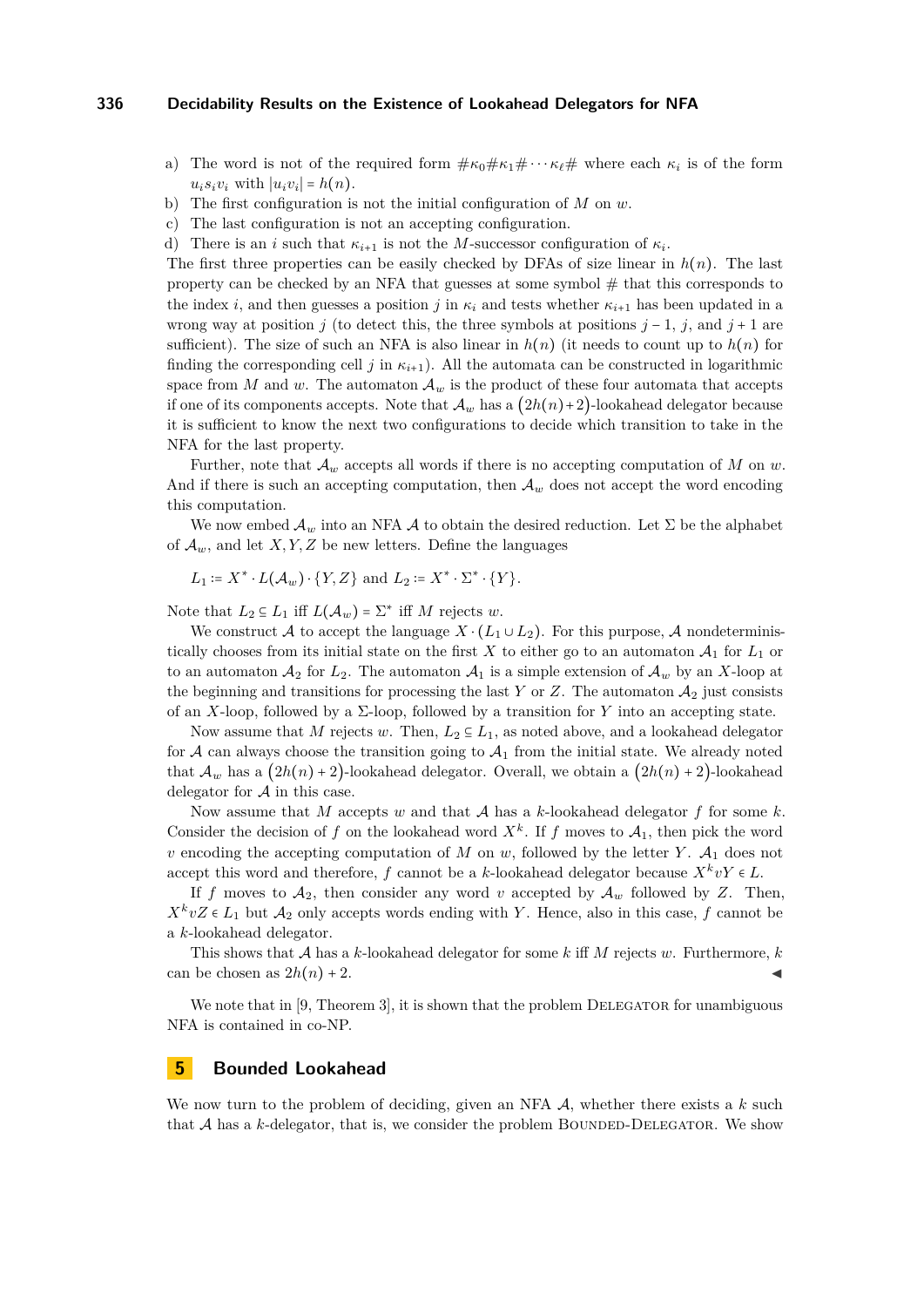a) The word is not of the required form $\#\kappa_0\#\kappa_1\#\cdots\kappa_\ell\#$ where each $\kappa_i$ is of the form $u_i s_i v_i$ with $|u_i v_i| = h(n)$.
b) The first configuration is not the initial configuration of $M$ on $w$.
c) The last configuration is not an accepting configuration.
d) There is an $i$ such that $\kappa_{i+1}$ is not the $M$-successor configuration of $\kappa_i$.

The first three properties can be easily checked by DFAs of size linear in $h(n)$. The last property can be checked by an NFA that guesses at some symbol # that this corresponds to the index $i$, and then guesses a position $j$ in $\kappa_i$ and tests whether $\kappa_{i+1}$ has been updated in a wrong way at position $j$ (to detect this, the three symbols at positions $j-1$, $j$, and $j+1$ are sufficient). The size of such an NFA is also linear in $h(n)$ (it needs to count up to $h(n)$ for finding the corresponding cell $j$ in $\kappa_{i+1}$). All the automata can be constructed in logarithmic space from $M$ and $w$. The automaton $\mathcal{A}_w$ is the product of these four automata that accepts if one of its components accepts. Note that $\mathcal{A}_w$ has a $\big(2h(n)+2\big)$-lookahead delegator because it is sufficient to know the next two configurations to decide which transition to take in the NFA for the last property.

Further, note that $\mathcal{A}_w$ accepts all words if there is no accepting computation of $M$ on $w$. And if there is such an accepting computation, then $\mathcal{A}_w$ does not accept the word encoding this computation.

We now embed $\mathcal{A}_w$ into an NFA $\mathcal{A}$ to obtain the desired reduction. Let $\Sigma$ be the alphabet of $\mathcal{A}_w$, and let $X, Y, Z$ be new letters. Define the languages

$$L_1 := X^* \cdot L(\mathcal{A}_w) \cdot \{Y, Z\} \text{ and } L_2 := X^* \cdot \Sigma^* \cdot \{Y\}.$$

Note that $L_2 \subseteq L_1$ iff $L(\mathcal{A}_w) = \Sigma^*$ iff $M$ rejects $w$.

We construct $\mathcal{A}$ to accept the language $X \cdot (L_1 \cup L_2)$. For this purpose, $\mathcal{A}$ nondeterministically chooses from its initial state on the first $X$ to either go to an automaton $\mathcal{A}_1$ for $L_1$ or to an automaton $\mathcal{A}_2$ for $L_2$. The automaton $\mathcal{A}_1$ is a simple extension of $\mathcal{A}_w$ by an $X$-loop at the beginning and transitions for processing the last $Y$ or $Z$. The automaton $\mathcal{A}_2$ just consists of an $X$-loop, followed by a $\Sigma$-loop, followed by a transition for $Y$ into an accepting state.

Now assume that $M$ rejects $w$. Then, $L_2 \subseteq L_1$, as noted above, and a lookahead delegator for $\mathcal{A}$ can always choose the transition going to $\mathcal{A}_1$ from the initial state. We already noted that $\mathcal{A}_w$ has a $\big(2h(n)+2\big)$-lookahead delegator. Overall, we obtain a $\big(2h(n)+2\big)$-lookahead delegator for $\mathcal{A}$ in this case.

Now assume that $M$ accepts $w$ and that $\mathcal{A}$ has a $k$-lookahead delegator $f$ for some $k$. Consider the decision of $f$ on the lookahead word $X^k$. If $f$ moves to $\mathcal{A}_1$, then pick the word $v$ encoding the accepting computation of $M$ on $w$, followed by the letter $Y$. $\mathcal{A}_1$ does not accept this word and therefore, $f$ cannot be a $k$-lookahead delegator because $X^k vY \in L$.

If $f$ moves to $\mathcal{A}_2$, then consider any word $v$ accepted by $\mathcal{A}_w$ followed by $Z$. Then, $X^k vZ \in L_1$ but $\mathcal{A}_2$ only accepts words ending with $Y$. Hence, also in this case, $f$ cannot be a $k$-lookahead delegator.

This shows that $\mathcal{A}$ has a $k$-lookahead delegator for some $k$ iff $M$ rejects $w$. Furthermore, $k$ can be chosen as $2h(n)+2$. ◀

We note that in [9, Theorem 3], it is shown that the problem Delegator for unambiguous NFA is contained in co-NP.

## 5 Bounded Lookahead

We now turn to the problem of deciding, given an NFA $\mathcal{A}$, whether there exists a $k$ such that $\mathcal{A}$ has a $k$-delegator, that is, we consider the problem Bounded-Delegator. We show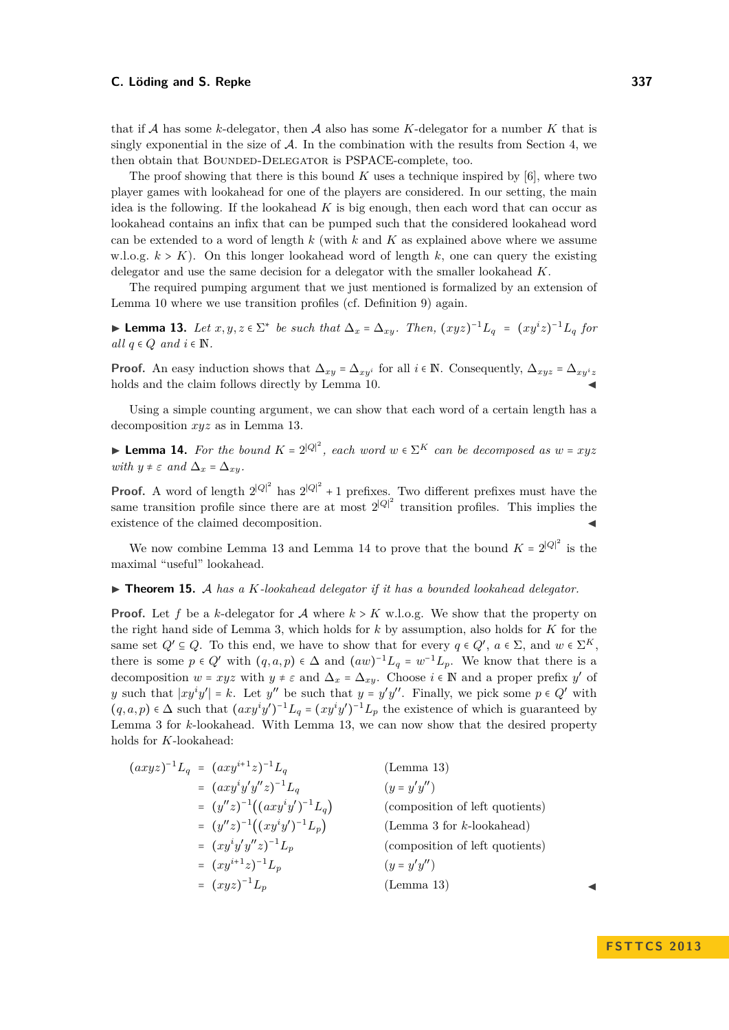that if $\mathcal{A}$ has some $k$-delegator, then $\mathcal{A}$ also has some $K$-delegator for a number $K$ that is singly exponential in the size of $\mathcal{A}$. In the combination with the results from Section 4, we then obtain that Bounded-Delegator is PSPACE-complete, too.

The proof showing that there is this bound $K$ uses a technique inspired by [6], where two player games with lookahead for one of the players are considered. In our setting, the main idea is the following. If the lookahead $K$ is big enough, then each word that can occur as lookahead contains an infix that can be pumped such that the considered lookahead word can be extended to a word of length $k$ (with $k$ and $K$ as explained above where we assume w.l.o.g. $k > K$). On this longer lookahead word of length $k$, one can query the existing delegator and use the same decision for a delegator with the smaller lookahead $K$.

The required pumping argument that we just mentioned is formalized by an extension of Lemma 10 where we use transition profiles (cf. Definition 9) again.

▶ **Lemma 13.** *Let $x, y, z \in \Sigma^*$ be such that $\Delta_x = \Delta_{xy}$. Then, $(xyz)^{-1}L_q = (xy^iz)^{-1}L_q$ for all $q \in Q$ and $i \in \mathbb{N}$.*

**Proof.** An easy induction shows that $\Delta_{xy} = \Delta_{xy^i}$ for all $i \in \mathbb{N}$. Consequently, $\Delta_{xyz} = \Delta_{xy^iz}$ holds and the claim follows directly by Lemma 10. ◀

Using a simple counting argument, we can show that each word of a certain length has a decomposition $xyz$ as in Lemma 13.

▶ **Lemma 14.** *For the bound $K = 2^{|Q|^2}$, each word $w \in \Sigma^K$ can be decomposed as $w = xyz$ with $y \neq \varepsilon$ and $\Delta_x = \Delta_{xy}$.*

**Proof.** A word of length $2^{|Q|^2}$ has $2^{|Q|^2} + 1$ prefixes. Two different prefixes must have the same transition profile since there are at most $2^{|Q|^2}$ transition profiles. This implies the existence of the claimed decomposition. ◀

We now combine Lemma 13 and Lemma 14 to prove that the bound $K = 2^{|Q|^2}$ is the maximal "useful" lookahead.

▶ **Theorem 15.** *$\mathcal{A}$ has a $K$-lookahead delegator if it has a bounded lookahead delegator.*

**Proof.** Let $f$ be a $k$-delegator for $\mathcal{A}$ where $k > K$ w.l.o.g. We show that the property on the right hand side of Lemma 3, which holds for $k$ by assumption, also holds for $K$ for the same set $Q' \subseteq Q$. To this end, we have to show that for every $q \in Q'$, $a \in \Sigma$, and $w \in \Sigma^K$, there is some $p \in Q'$ with $(q, a, p) \in \Delta$ and $(aw)^{-1}L_q = w^{-1}L_p$. We know that there is a decomposition $w = xyz$ with $y \neq \varepsilon$ and $\Delta_x = \Delta_{xy}$. Choose $i \in \mathbb{N}$ and a proper prefix $y'$ of $y$ such that $|xy^iy'| = k$. Let $y''$ be such that $y = y'y''$. Finally, we pick some $p \in Q'$ with $(q, a, p) \in \Delta$ such that $(axy^iy')^{-1}L_q = (xy^iy')^{-1}L_p$ the existence of which is guaranteed by Lemma 3 for $k$-lookahead. With Lemma 13, we can now show that the desired property holds for $K$-lookahead:

$$
\begin{aligned}
(axyz)^{-1}L_q &= (axy^{i+1}z)^{-1}L_q && \text{(Lemma 13)}\\
&= (axy^iy'y''z)^{-1}L_q && (y = y'y'')\\
&= (y''z)^{-1}\big((axy^iy')^{-1}L_q\big) && \text{(composition of left quotients)}\\
&= (y''z)^{-1}\big((xy^iy')^{-1}L_p\big) && \text{(Lemma 3 for } k\text{-lookahead)}\\
&= (xy^iy'y''z)^{-1}L_p && \text{(composition of left quotients)}\\
&= (xy^{i+1}z)^{-1}L_p && (y = y'y'')\\
&= (xyz)^{-1}L_p && \text{(Lemma 13)}
\end{aligned}
$$

◀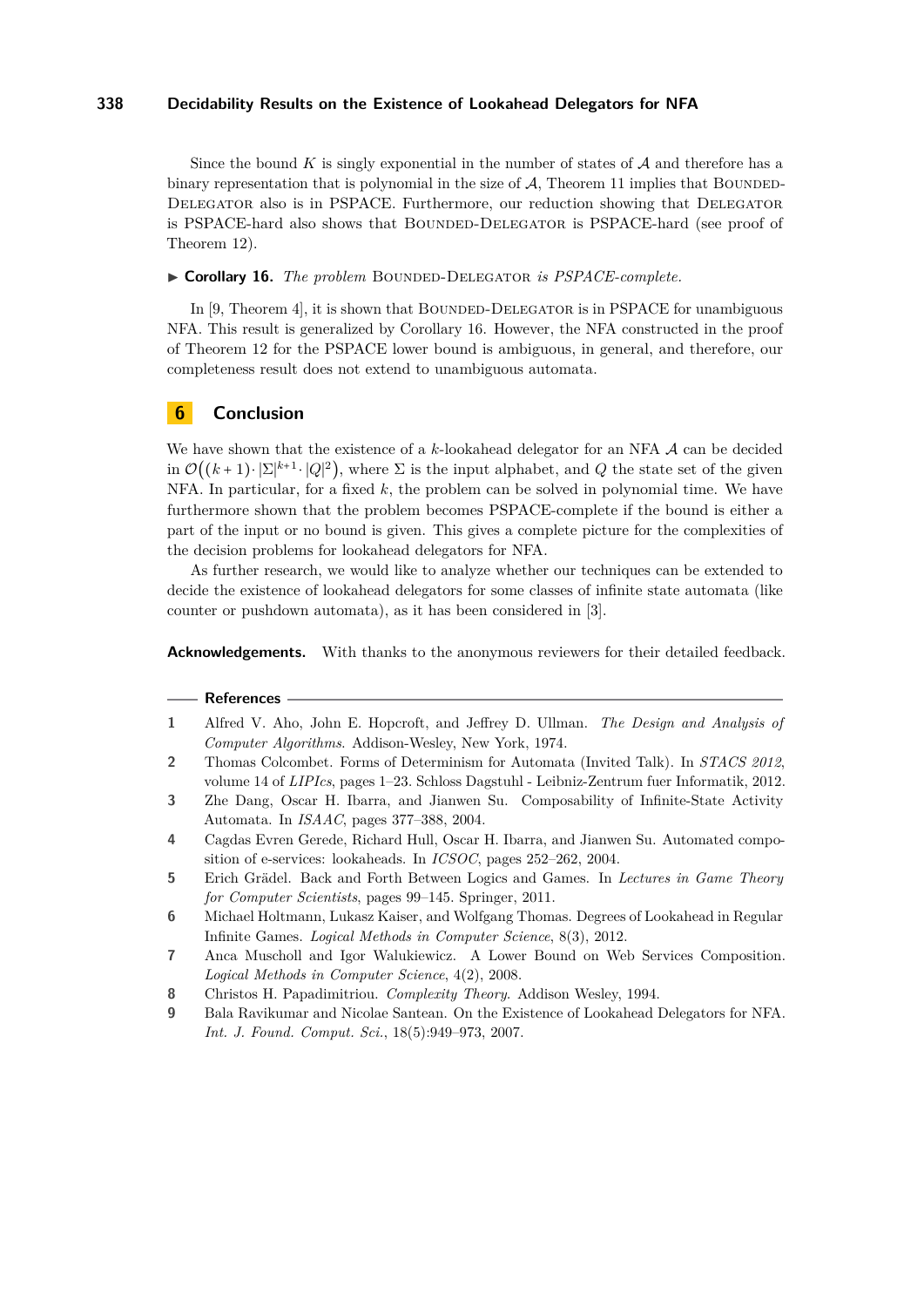Since the bound $K$ is singly exponential in the number of states of $\mathcal{A}$ and therefore has a binary representation that is polynomial in the size of $\mathcal{A}$, Theorem 11 implies that Bounded-Delegator also is in PSPACE. Furthermore, our reduction showing that Delegator is PSPACE-hard also shows that Bounded-Delegator is PSPACE-hard (see proof of Theorem 12).

▶ **Corollary 16.** *The problem* Bounded-Delegator *is PSPACE-complete.*

In [9, Theorem 4], it is shown that Bounded-Delegator is in PSPACE for unambiguous NFA. This result is generalized by Corollary 16. However, the NFA constructed in the proof of Theorem 12 for the PSPACE lower bound is ambiguous, in general, and therefore, our completeness result does not extend to unambiguous automata.

## 6 Conclusion

We have shown that the existence of a $k$-lookahead delegator for an NFA $\mathcal{A}$ can be decided in $\mathcal{O}\big((k+1)\cdot|\Sigma|^{k+1}\cdot|Q|^2\big)$, where $\Sigma$ is the input alphabet, and $Q$ the state set of the given NFA. In particular, for a fixed $k$, the problem can be solved in polynomial time. We have furthermore shown that the problem becomes PSPACE-complete if the bound is either a part of the input or no bound is given. This gives a complete picture for the complexities of the decision problems for lookahead delegators for NFA.

As further research, we would like to analyze whether our techniques can be extended to decide the existence of lookahead delegators for some classes of infinite state automata (like counter or pushdown automata), as it has been considered in [3].

**Acknowledgements.** With thanks to the anonymous reviewers for their detailed feedback.

## References

1. Alfred V. Aho, John E. Hopcroft, and Jeffrey D. Ullman. *The Design and Analysis of Computer Algorithms.* Addison-Wesley, New York, 1974.
2. Thomas Colcombet. Forms of Determinism for Automata (Invited Talk). In *STACS 2012*, volume 14 of *LIPIcs*, pages 1–23. Schloss Dagstuhl - Leibniz-Zentrum fuer Informatik, 2012.
3. Zhe Dang, Oscar H. Ibarra, and Jianwen Su. Composability of Infinite-State Activity Automata. In *ISAAC*, pages 377–388, 2004.
4. Cagdas Evren Gerede, Richard Hull, Oscar H. Ibarra, and Jianwen Su. Automated composition of e-services: lookaheads. In *ICSOC*, pages 252–262, 2004.
5. Erich Grädel. Back and Forth Between Logics and Games. In *Lectures in Game Theory for Computer Scientists*, pages 99–145. Springer, 2011.
6. Michael Holtmann, Lukasz Kaiser, and Wolfgang Thomas. Degrees of Lookahead in Regular Infinite Games. *Logical Methods in Computer Science*, 8(3), 2012.
7. Anca Muscholl and Igor Walukiewicz. A Lower Bound on Web Services Composition. *Logical Methods in Computer Science*, 4(2), 2008.
8. Christos H. Papadimitriou. *Complexity Theory.* Addison Wesley, 1994.
9. Bala Ravikumar and Nicolae Santean. On the Existence of Lookahead Delegators for NFA. *Int. J. Found. Comput. Sci.*, 18(5):949–973, 2007.